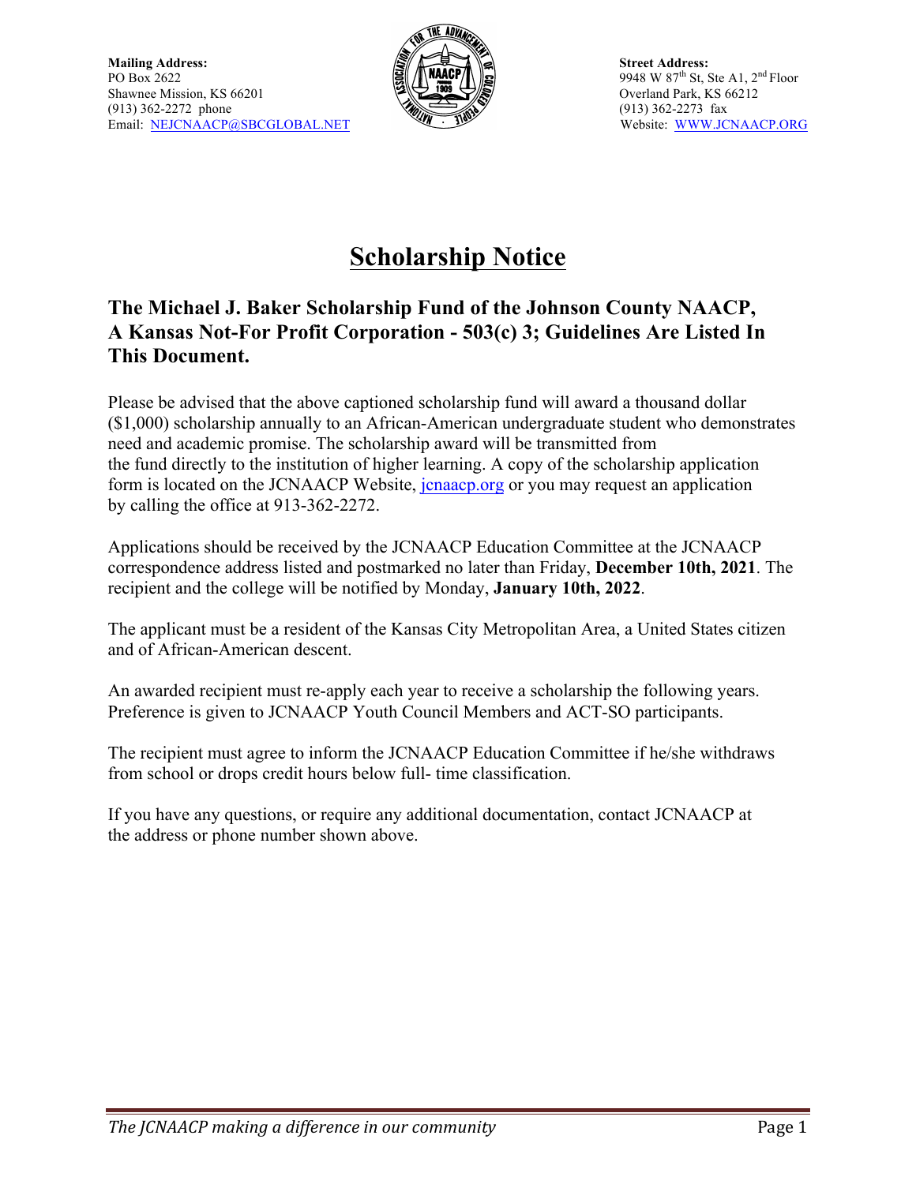**Mailing Address:**
PO Box 2622
Shawnee Mission, KS 66201
(913) 362-2272 phone
Email: NEJCNAACP@SBCGLOBAL.NET

**Street Address:**
9948 W 87th St, Ste A1, 2nd Floor
Overland Park, KS 66212
(913) 362-2273 fax
Website: WWW.JCNAACP.ORG

# Scholarship Notice

## The Michael J. Baker Scholarship Fund of the Johnson County NAACP, A Kansas Not-For Profit Corporation - 503(c) 3; Guidelines Are Listed In This Document.

Please be advised that the above captioned scholarship fund will award a thousand dollar ($1,000) scholarship annually to an African-American undergraduate student who demonstrates need and academic promise. The scholarship award will be transmitted from the fund directly to the institution of higher learning. A copy of the scholarship application form is located on the JCNAACP Website, jcnaacp.org or you may request an application by calling the office at 913-362-2272.

Applications should be received by the JCNAACP Education Committee at the JCNAACP correspondence address listed and postmarked no later than Friday, **December 10th, 2021**. The recipient and the college will be notified by Monday, **January 10th, 2022**.

The applicant must be a resident of the Kansas City Metropolitan Area, a United States citizen and of African-American descent.

An awarded recipient must re-apply each year to receive a scholarship the following years. Preference is given to JCNAACP Youth Council Members and ACT-SO participants.

The recipient must agree to inform the JCNAACP Education Committee if he/she withdraws from school or drops credit hours below full- time classification.

If you have any questions, or require any additional documentation, contact JCNAACP at the address or phone number shown above.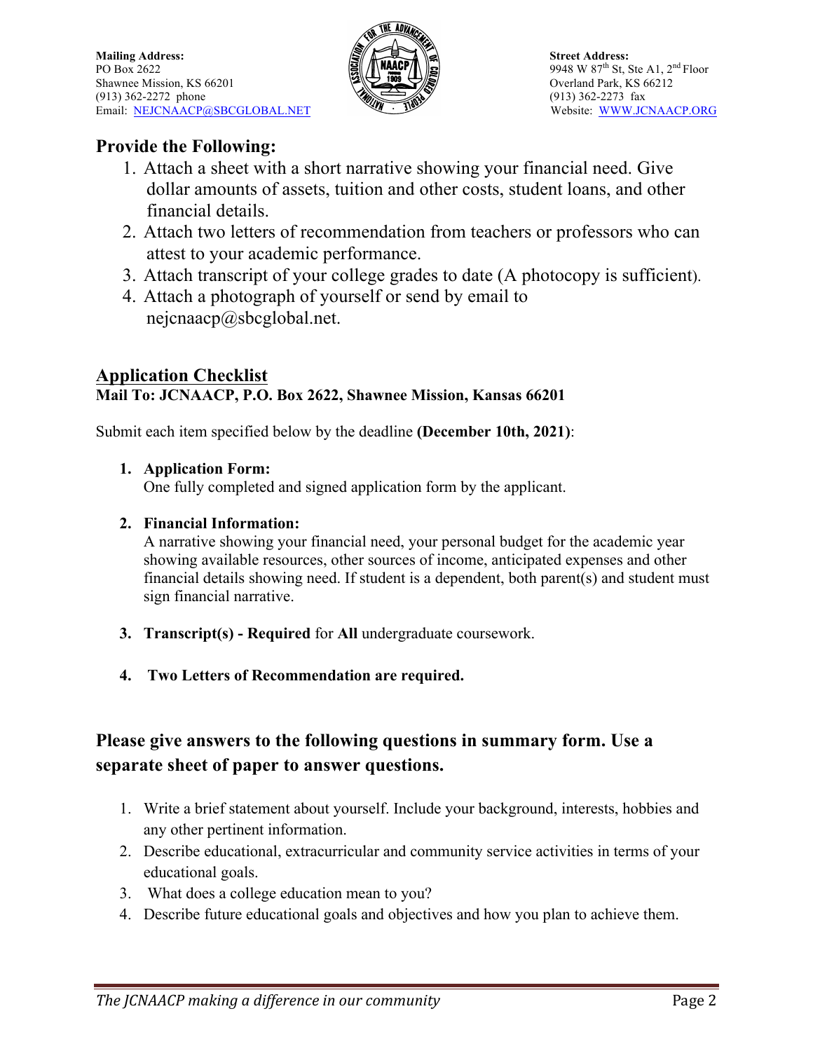**Mailing Address:**
PO Box 2622
Shawnee Mission, KS 66201
(913) 362-2272 phone
Email: NEJCNAACP@SBCGLOBAL.NET

**Street Address:**
9948 W 87th St, Ste A1, 2nd Floor
Overland Park, KS 66212
(913) 362-2273 fax
Website: WWW.JCNAACP.ORG

## Provide the Following:

1. Attach a sheet with a short narrative showing your financial need. Give dollar amounts of assets, tuition and other costs, student loans, and other financial details.
2. Attach two letters of recommendation from teachers or professors who can attest to your academic performance.
3. Attach transcript of your college grades to date (A photocopy is sufficient).
4. Attach a photograph of yourself or send by email to nejcnaacp@sbcglobal.net.

## Application Checklist

**Mail To: JCNAACP, P.O. Box 2622, Shawnee Mission, Kansas 66201**

Submit each item specified below by the deadline **(December 10th, 2021)**:

1. **Application Form:**
   One fully completed and signed application form by the applicant.
2. **Financial Information:**
   A narrative showing your financial need, your personal budget for the academic year showing available resources, other sources of income, anticipated expenses and other financial details showing need. If student is a dependent, both parent(s) and student must sign financial narrative.
3. **Transcript(s) - Required** for **All** undergraduate coursework.
4. **Two Letters of Recommendation are required.**

### Please give answers to the following questions in summary form. Use a separate sheet of paper to answer questions.

1. Write a brief statement about yourself. Include your background, interests, hobbies and any other pertinent information.
2. Describe educational, extracurricular and community service activities in terms of your educational goals.
3. What does a college education mean to you?
4. Describe future educational goals and objectives and how you plan to achieve them.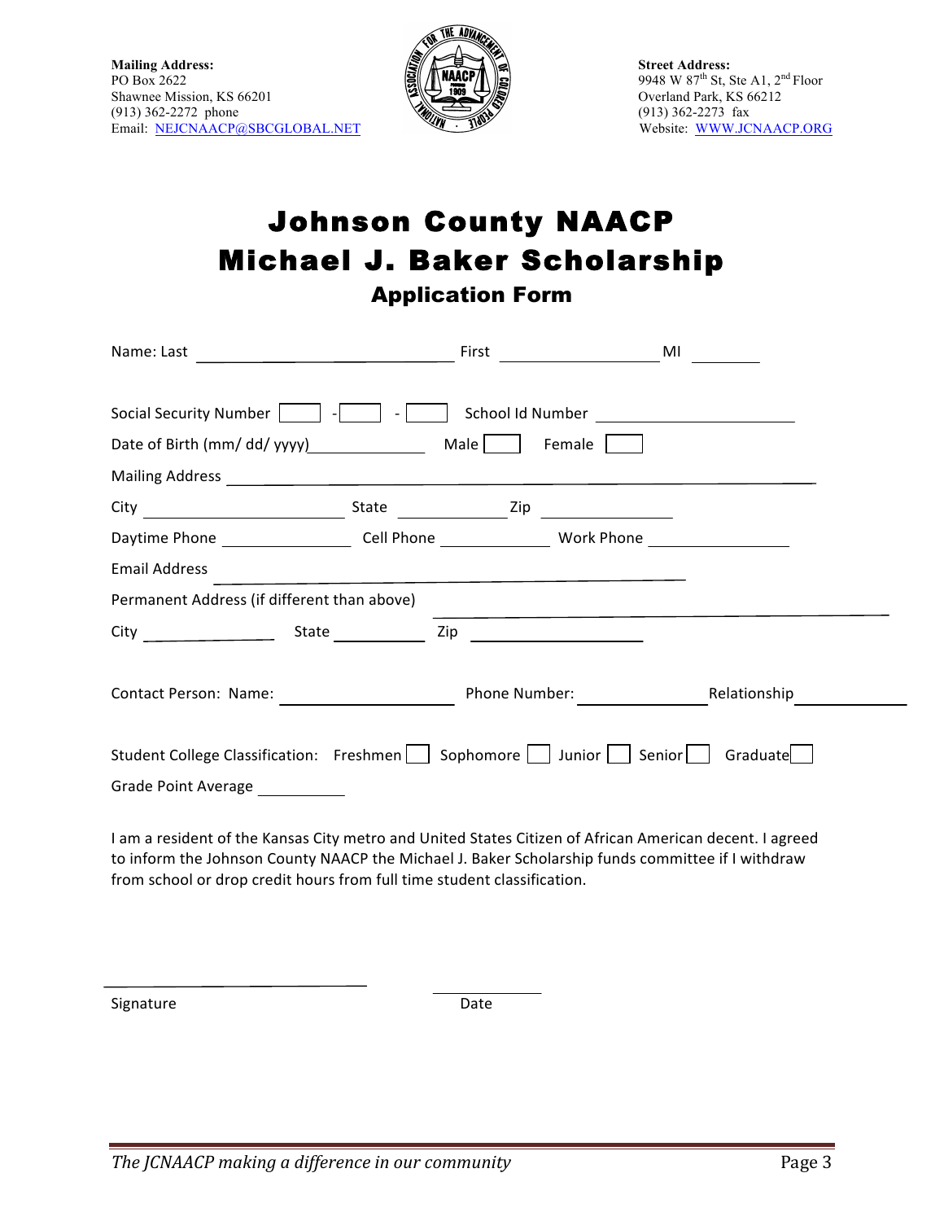**Mailing Address:**
PO Box 2622
Shawnee Mission, KS 66201
(913) 362-2272 phone
Email: NEJCNAACP@SBCGLOBAL.NET

**Street Address:**
9948 W 87th St, Ste A1, 2nd Floor
Overland Park, KS 66212
(913) 362-2273 fax
Website: WWW.JCNAACP.ORG

# Johnson County NAACP
# Michael J. Baker Scholarship
## Application Form

Name: Last ______________________ First ______________ MI ______

Social Security Number [ ] - [ ] - [ ] School Id Number ________________

Date of Birth (mm/ dd/ yyyy)__________ Male [ ] Female [ ]

Mailing Address ______________________________________________

City ________________ State __________ Zip ____________

Daytime Phone ____________ Cell Phone ___________ Work Phone ____________

Email Address ________________________________________

Permanent Address (if different than above) ________________________________

City ___________ State ________ Zip _______________

Contact Person: Name: ______________ Phone Number: ____________ Relationship __________

Student College Classification: Freshmen [ ] Sophomore [ ] Junior [ ] Senior [ ] Graduate [ ]

Grade Point Average ________

I am a resident of the Kansas City metro and United States Citizen of African American decent. I agreed to inform the Johnson County NAACP the Michael J. Baker Scholarship funds committee if I withdraw from school or drop credit hours from full time student classification.

______________________________ ____________

Signature Date

*The JCNAACP making a difference in our community*